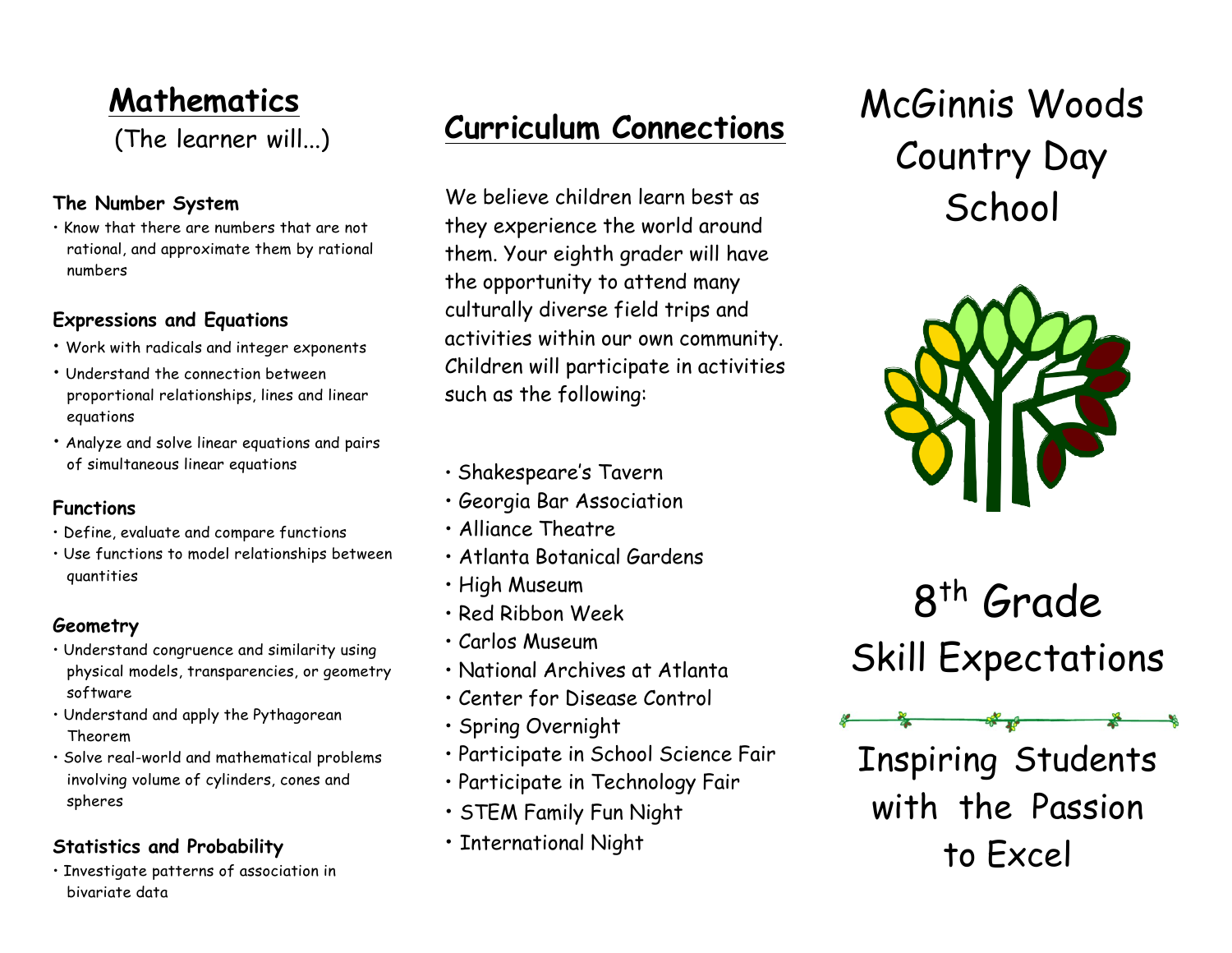## Mathematics

(The learner will...)

**The Number System**

- Know that there are numbers that are not rational, and approximate them by rational numbers

**Expressions and Equations**

- Work with radicals and integer exponents
- Understand the connection between proportional relationships, lines and linear equations
- Analyze and solve linear equations and pairs of simultaneous linear equations

**Functions**

- Define, evaluate and compare functions
- Use functions to model relationships between quantities

**Geometry**

- Understand congruence and similarity using physical models, transparencies, or geometry software
- Understand and apply the Pythagorean Theorem
- Solve real-world and mathematical problems involving volume of cylinders, cones and spheres

**Statistics and Probability**

- Investigate patterns of association in bivariate data

## Curriculum Connections

We believe children learn best as they experience the world around them. Your eighth grader will have the opportunity to attend many culturally diverse field trips and activities within our own community. Children will participate in activities such as the following:

- Shakespeare's Tavern
- Georgia Bar Association
- Alliance Theatre
- Atlanta Botanical Gardens
- High Museum
- Red Ribbon Week
- Carlos Museum
- National Archives at Atlanta
- Center for Disease Control
- Spring Overnight
- Participate in School Science Fair
- Participate in Technology Fair
- STEM Family Fun Night
- International Night

# McGinnis Woods Country Day School

# 8th Grade Skill Expectations

Inspiring Students with the Passion to Excel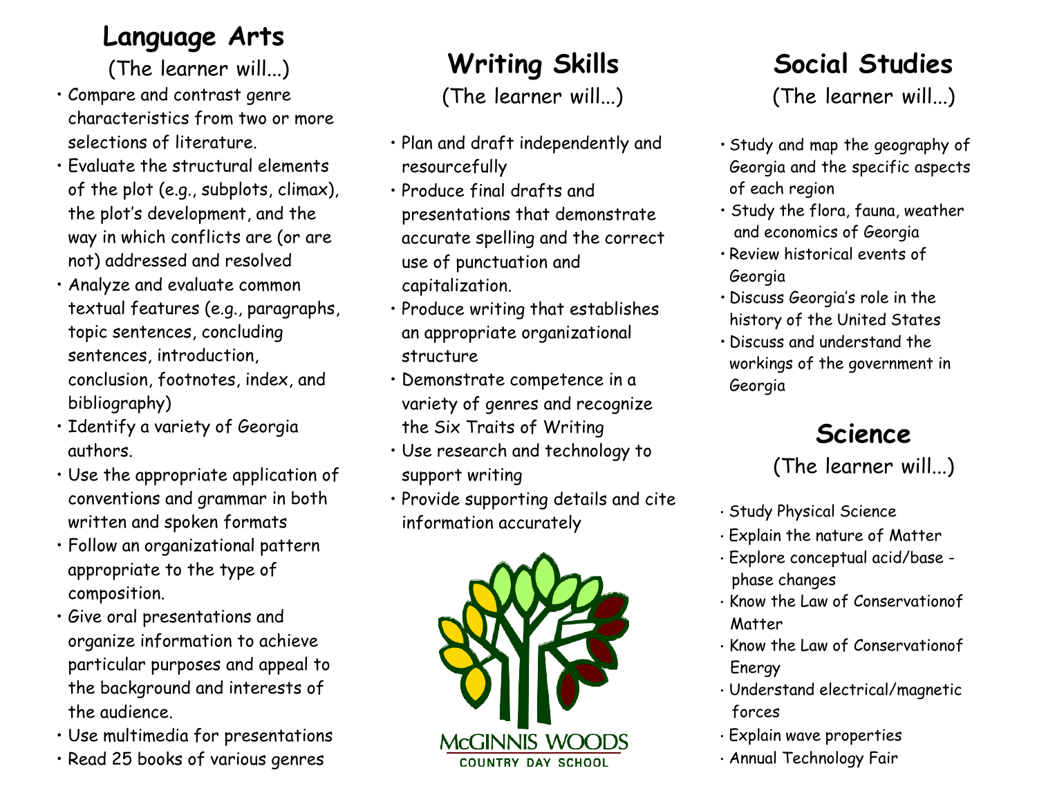## Language Arts

(The learner will...)

- Compare and contrast genre characteristics from two or more selections of literature.
- Evaluate the structural elements of the plot (e.g., subplots, climax), the plot's development, and the way in which conflicts are (or are not) addressed and resolved
- Analyze and evaluate common textual features (e.g., paragraphs, topic sentences, concluding sentences, introduction, conclusion, footnotes, index, and bibliography)
- Identify a variety of Georgia authors.
- Use the appropriate application of conventions and grammar in both written and spoken formats
- Follow an organizational pattern appropriate to the type of composition.
- Give oral presentations and organize information to achieve particular purposes and appeal to the background and interests of the audience.
- Use multimedia for presentations
- Read 25 books of various genres

## Writing Skills

(The learner will...)

- Plan and draft independently and resourcefully
- Produce final drafts and presentations that demonstrate accurate spelling and the correct use of punctuation and capitalization.
- Produce writing that establishes an appropriate organizational structure
- Demonstrate competence in a variety of genres and recognize the Six Traits of Writing
- Use research and technology to support writing
- Provide supporting details and cite information accurately

McGINNIS WOODS
COUNTRY DAY SCHOOL

## Social Studies

(The learner will...)

- Study and map the geography of Georgia and the specific aspects of each region
- Study the flora, fauna, weather and economics of Georgia
- Review historical events of Georgia
- Discuss Georgia's role in the history of the United States
- Discuss and understand the workings of the government in Georgia

## Science

(The learner will...)

- Study Physical Science
- Explain the nature of Matter
- Explore conceptual acid/base - phase changes
- Know the Law of Conservationof Matter
- Know the Law of Conservationof Energy
- Understand electrical/magnetic forces
- Explain wave properties
- Annual Technology Fair